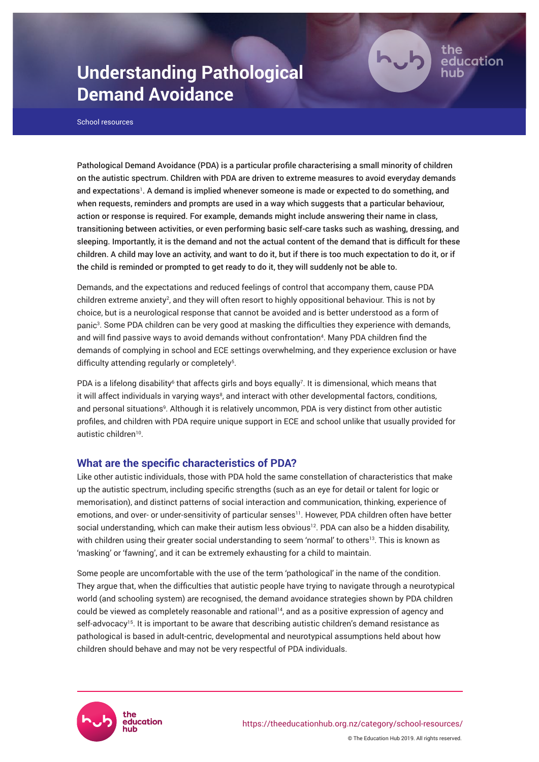# Understanding Pathological Demand Avoidance

School resources

**Pathological Demand Avoidance (PDA) is a particular profile characterising a small minority of children on the autistic spectrum. Children with PDA are driven to extreme measures to avoid everyday demands and expectations[1]. A demand is implied whenever someone is made or expected to do something, and when requests, reminders and prompts are used in a way which suggests that a particular behaviour, action or response is required. For example, demands might include answering their name in class, transitioning between activities, or even performing basic self-care tasks such as washing, dressing, and sleeping. Importantly, it is the demand and not the actual content of the demand that is difficult for these children. A child may love an activity, and want to do it, but if there is too much expectation to do it, or if the child is reminded or prompted to get ready to do it, they will suddenly not be able to.**

Demands, and the expectations and reduced feelings of control that accompany them, cause PDA children extreme anxiety[2], and they will often resort to highly oppositional behaviour. This is not by choice, but is a neurological response that cannot be avoided and is better understood as a form of panic[3]. Some PDA children can be very good at masking the difficulties they experience with demands, and will find passive ways to avoid demands without confrontation[4]. Many PDA children find the demands of complying in school and ECE settings overwhelming, and they experience exclusion or have difficulty attending regularly or completely[5].

PDA is a lifelong disability[6] that affects girls and boys equally[7]. It is dimensional, which means that it will affect individuals in varying ways[8], and interact with other developmental factors, conditions, and personal situations[9]. Although it is relatively uncommon, PDA is very distinct from other autistic profiles, and children with PDA require unique support in ECE and school unlike that usually provided for autistic children[10].

## What are the specific characteristics of PDA?

Like other autistic individuals, those with PDA hold the same constellation of characteristics that make up the autistic spectrum, including specific strengths (such as an eye for detail or talent for logic or memorisation), and distinct patterns of social interaction and communication, thinking, experience of emotions, and over- or under-sensitivity of particular senses[11]. However, PDA children often have better social understanding, which can make their autism less obvious[12]. PDA can also be a hidden disability, with children using their greater social understanding to seem 'normal' to others[13]. This is known as 'masking' or 'fawning', and it can be extremely exhausting for a child to maintain.

Some people are uncomfortable with the use of the term 'pathological' in the name of the condition. They argue that, when the difficulties that autistic people have trying to navigate through a neurotypical world (and schooling system) are recognised, the demand avoidance strategies shown by PDA children could be viewed as completely reasonable and rational[14], and as a positive expression of agency and self-advocacy[15]. It is important to be aware that describing autistic children's demand resistance as pathological is based in adult-centric, developmental and neurotypical assumptions held about how children should behave and may not be very respectful of PDA individuals.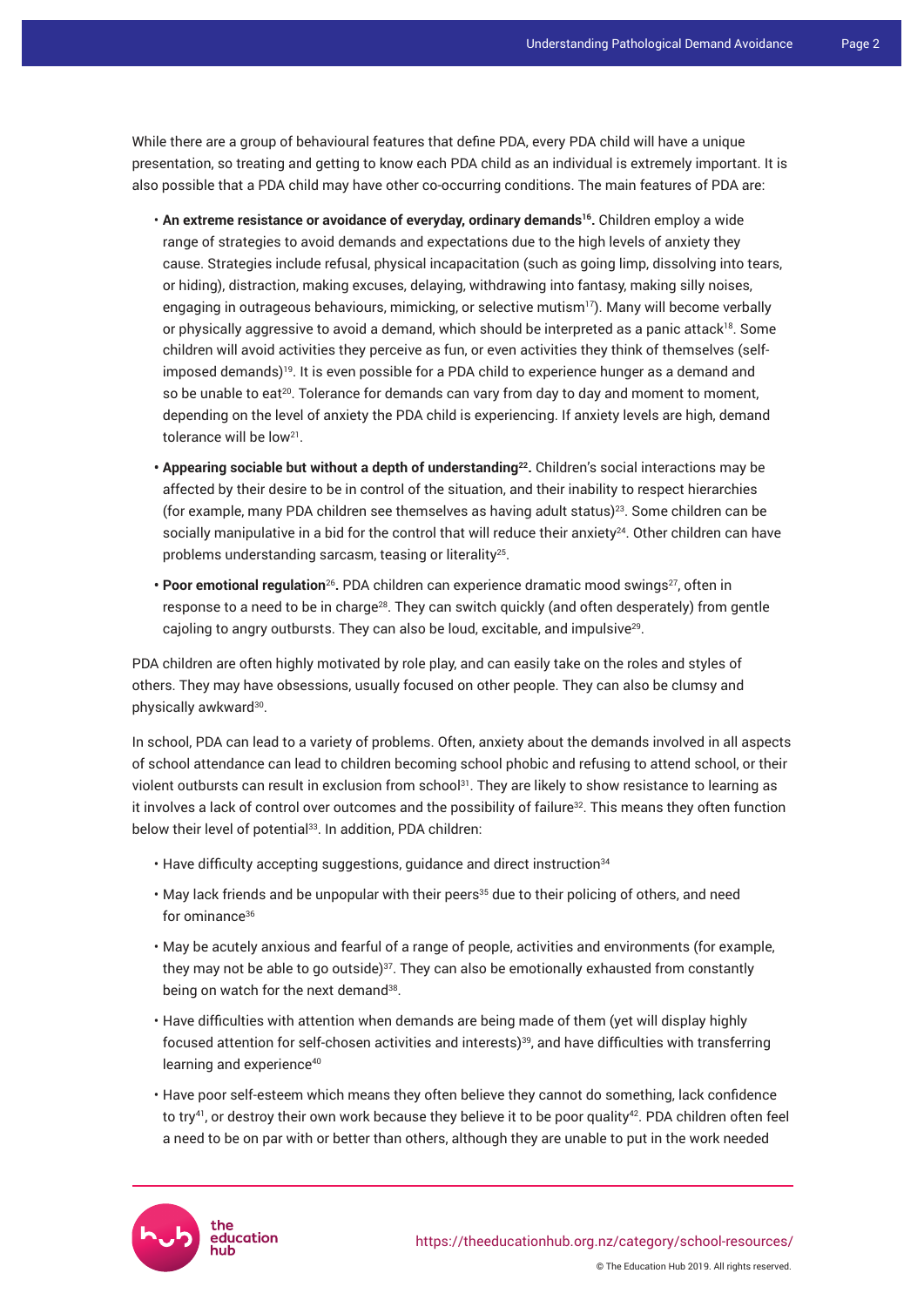While there are a group of behavioural features that define PDA, every PDA child will have a unique presentation, so treating and getting to know each PDA child as an individual is extremely important. It is also possible that a PDA child may have other co-occurring conditions. The main features of PDA are:

- **An extreme resistance or avoidance of everyday, ordinary demands[16].** Children employ a wide range of strategies to avoid demands and expectations due to the high levels of anxiety they cause. Strategies include refusal, physical incapacitation (such as going limp, dissolving into tears, or hiding), distraction, making excuses, delaying, withdrawing into fantasy, making silly noises, engaging in outrageous behaviours, mimicking, or selective mutism[17]). Many will become verbally or physically aggressive to avoid a demand, which should be interpreted as a panic attack[18]. Some children will avoid activities they perceive as fun, or even activities they think of themselves (self-imposed demands)[19]. It is even possible for a PDA child to experience hunger as a demand and so be unable to eat[20]. Tolerance for demands can vary from day to day and moment to moment, depending on the level of anxiety the PDA child is experiencing. If anxiety levels are high, demand tolerance will be low[21].
- **Appearing sociable but without a depth of understanding[22].** Children's social interactions may be affected by their desire to be in control of the situation, and their inability to respect hierarchies (for example, many PDA children see themselves as having adult status)[23]. Some children can be socially manipulative in a bid for the control that will reduce their anxiety[24]. Other children can have problems understanding sarcasm, teasing or literality[25].
- **Poor emotional regulation**[26]**.** PDA children can experience dramatic mood swings[27], often in response to a need to be in charge[28]. They can switch quickly (and often desperately) from gentle cajoling to angry outbursts. They can also be loud, excitable, and impulsive[29].

PDA children are often highly motivated by role play, and can easily take on the roles and styles of others. They may have obsessions, usually focused on other people. They can also be clumsy and physically awkward[30].

In school, PDA can lead to a variety of problems. Often, anxiety about the demands involved in all aspects of school attendance can lead to children becoming school phobic and refusing to attend school, or their violent outbursts can result in exclusion from school[31]. They are likely to show resistance to learning as it involves a lack of control over outcomes and the possibility of failure[32]. This means they often function below their level of potential[33]. In addition, PDA children:

- Have difficulty accepting suggestions, guidance and direct instruction[34]
- May lack friends and be unpopular with their peers[35] due to their policing of others, and need for ominance[36]
- May be acutely anxious and fearful of a range of people, activities and environments (for example, they may not be able to go outside)[37]. They can also be emotionally exhausted from constantly being on watch for the next demand[38].
- Have difficulties with attention when demands are being made of them (yet will display highly focused attention for self-chosen activities and interests)[39], and have difficulties with transferring learning and experience[40]
- Have poor self-esteem which means they often believe they cannot do something, lack confidence to try[41], or destroy their own work because they believe it to be poor quality[42]. PDA children often feel a need to be on par with or better than others, although they are unable to put in the work needed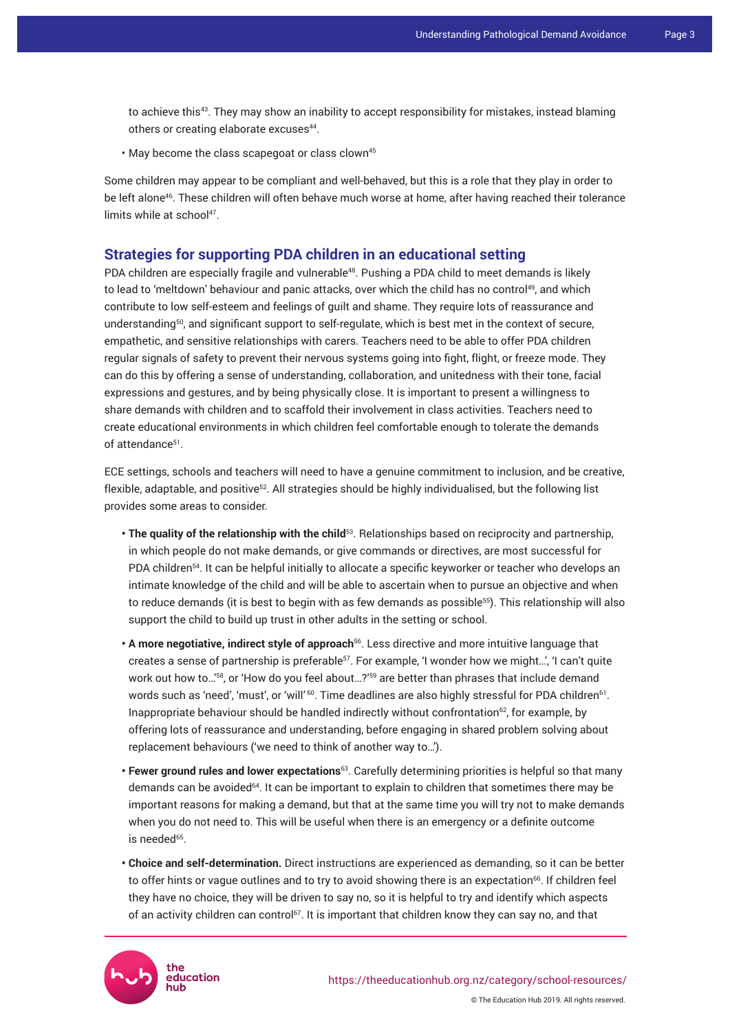to achieve this[43]. They may show an inability to accept responsibility for mistakes, instead blaming others or creating elaborate excuses[44].

- May become the class scapegoat or class clown[45]

Some children may appear to be compliant and well-behaved, but this is a role that they play in order to be left alone[46]. These children will often behave much worse at home, after having reached their tolerance limits while at school[47].

## Strategies for supporting PDA children in an educational setting

PDA children are especially fragile and vulnerable[48]. Pushing a PDA child to meet demands is likely to lead to 'meltdown' behaviour and panic attacks, over which the child has no control[49], and which contribute to low self-esteem and feelings of guilt and shame. They require lots of reassurance and understanding[50], and significant support to self-regulate, which is best met in the context of secure, empathetic, and sensitive relationships with carers. Teachers need to be able to offer PDA children regular signals of safety to prevent their nervous systems going into fight, flight, or freeze mode. They can do this by offering a sense of understanding, collaboration, and unitedness with their tone, facial expressions and gestures, and by being physically close. It is important to present a willingness to share demands with children and to scaffold their involvement in class activities. Teachers need to create educational environments in which children feel comfortable enough to tolerate the demands of attendance[51].

ECE settings, schools and teachers will need to have a genuine commitment to inclusion, and be creative, flexible, adaptable, and positive[52]. All strategies should be highly individualised, but the following list provides some areas to consider.

- **The quality of the relationship with the child**[53]. Relationships based on reciprocity and partnership, in which people do not make demands, or give commands or directives, are most successful for PDA children[54]. It can be helpful initially to allocate a specific keyworker or teacher who develops an intimate knowledge of the child and will be able to ascertain when to pursue an objective and when to reduce demands (it is best to begin with as few demands as possible[55]). This relationship will also support the child to build up trust in other adults in the setting or school.
- **A more negotiative, indirect style of approach**[56]. Less directive and more intuitive language that creates a sense of partnership is preferable[57]. For example, 'I wonder how we might…', 'I can't quite work out how to…'[58], or 'How do you feel about…?'[59] are better than phrases that include demand words such as 'need', 'must', or 'will'[60]. Time deadlines are also highly stressful for PDA children[61]. Inappropriate behaviour should be handled indirectly without confrontation[62], for example, by offering lots of reassurance and understanding, before engaging in shared problem solving about replacement behaviours ('we need to think of another way to…').
- **Fewer ground rules and lower expectations**[63]. Carefully determining priorities is helpful so that many demands can be avoided[64]. It can be important to explain to children that sometimes there may be important reasons for making a demand, but that at the same time you will try not to make demands when you do not need to. This will be useful when there is an emergency or a definite outcome is needed[65].
- **Choice and self-determination.** Direct instructions are experienced as demanding, so it can be better to offer hints or vague outlines and to try to avoid showing there is an expectation[66]. If children feel they have no choice, they will be driven to say no, so it is helpful to try and identify which aspects of an activity children can control[67]. It is important that children know they can say no, and that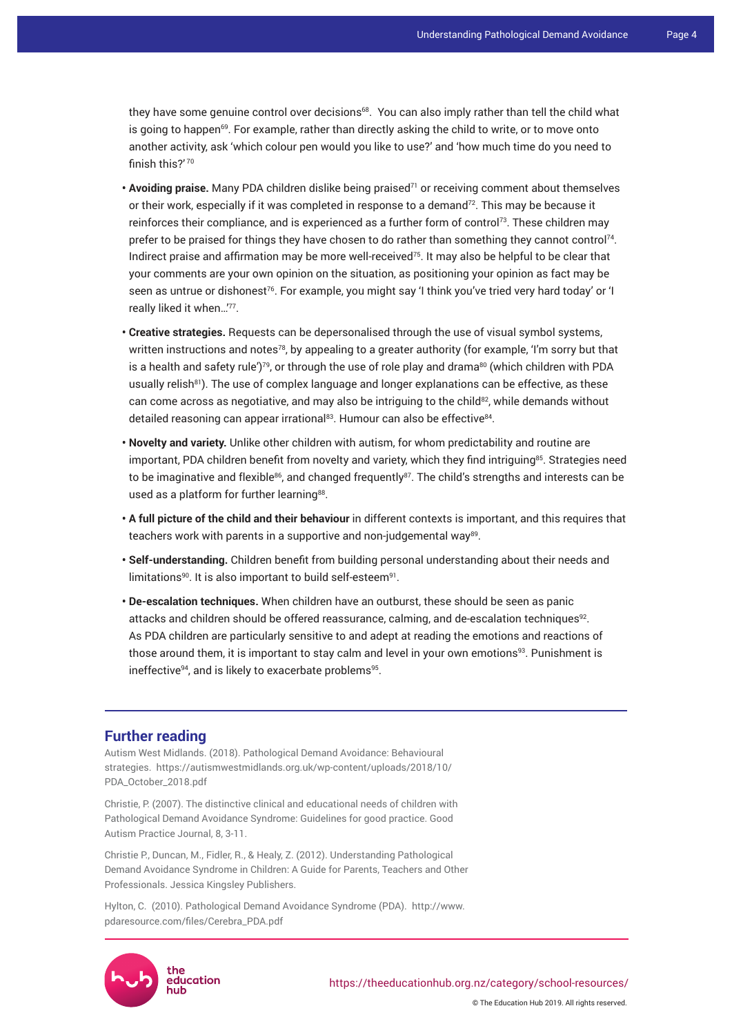they have some genuine control over decisions[68]. You can also imply rather than tell the child what is going to happen[69]. For example, rather than directly asking the child to write, or to move onto another activity, ask 'which colour pen would you like to use?' and 'how much time do you need to finish this?'[70]

- **Avoiding praise.** Many PDA children dislike being praised[71] or receiving comment about themselves or their work, especially if it was completed in response to a demand[72]. This may be because it reinforces their compliance, and is experienced as a further form of control[73]. These children may prefer to be praised for things they have chosen to do rather than something they cannot control[74]. Indirect praise and affirmation may be more well-received[75]. It may also be helpful to be clear that your comments are your own opinion on the situation, as positioning your opinion as fact may be seen as untrue or dishonest[76]. For example, you might say 'I think you've tried very hard today' or 'I really liked it when…'[77].
- **Creative strategies.** Requests can be depersonalised through the use of visual symbol systems, written instructions and notes[78], by appealing to a greater authority (for example, 'I'm sorry but that is a health and safety rule')[79], or through the use of role play and drama[80] (which children with PDA usually relish[81]). The use of complex language and longer explanations can be effective, as these can come across as negotiative, and may also be intriguing to the child[82], while demands without detailed reasoning can appear irrational[83]. Humour can also be effective[84].
- **Novelty and variety.** Unlike other children with autism, for whom predictability and routine are important, PDA children benefit from novelty and variety, which they find intriguing[85]. Strategies need to be imaginative and flexible[86], and changed frequently[87]. The child's strengths and interests can be used as a platform for further learning[88].
- **A full picture of the child and their behaviour** in different contexts is important, and this requires that teachers work with parents in a supportive and non-judgemental way[89].
- **Self-understanding.** Children benefit from building personal understanding about their needs and limitations[90]. It is also important to build self-esteem[91].
- **De-escalation techniques.** When children have an outburst, these should be seen as panic attacks and children should be offered reassurance, calming, and de-escalation techniques[92]. As PDA children are particularly sensitive to and adept at reading the emotions and reactions of those around them, it is important to stay calm and level in your own emotions[93]. Punishment is ineffective[94], and is likely to exacerbate problems[95].

## Further reading

Autism West Midlands. (2018). Pathological Demand Avoidance: Behavioural strategies. https://autismwestmidlands.org.uk/wp-content/uploads/2018/10/PDA_October_2018.pdf

Christie, P. (2007). The distinctive clinical and educational needs of children with Pathological Demand Avoidance Syndrome: Guidelines for good practice. Good Autism Practice Journal, 8, 3-11.

Christie P., Duncan, M., Fidler, R., & Healy, Z. (2012). Understanding Pathological Demand Avoidance Syndrome in Children: A Guide for Parents, Teachers and Other Professionals. Jessica Kingsley Publishers.

Hylton, C. (2010). Pathological Demand Avoidance Syndrome (PDA). http://www.pdaresource.com/files/Cerebra_PDA.pdf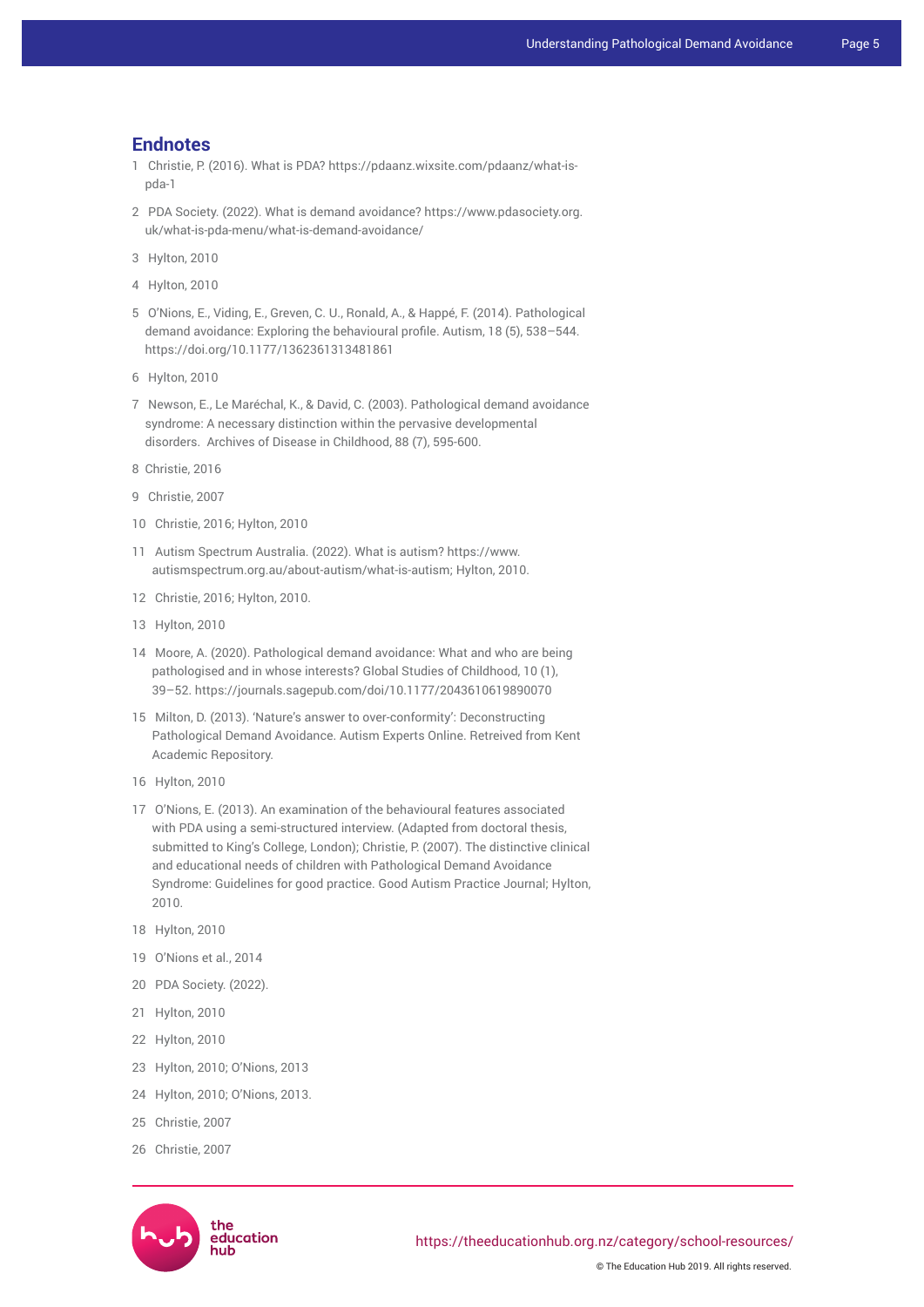## Endnotes

1. Christie, P. (2016). What is PDA? https://pdaanz.wixsite.com/pdaanz/what-is-pda-1
2. PDA Society. (2022). What is demand avoidance? https://www.pdasociety.org.uk/what-is-pda-menu/what-is-demand-avoidance/
3. Hylton, 2010
4. Hylton, 2010
5. O'Nions, E., Viding, E., Greven, C. U., Ronald, A., & Happé, F. (2014). Pathological demand avoidance: Exploring the behavioural profile. Autism, 18 (5), 538–544. https://doi.org/10.1177/1362361313481861
6. Hylton, 2010
7. Newson, E., Le Maréchal, K., & David, C. (2003). Pathological demand avoidance syndrome: A necessary distinction within the pervasive developmental disorders. Archives of Disease in Childhood, 88 (7), 595-600.
8. Christie, 2016
9. Christie, 2007
10. Christie, 2016; Hylton, 2010
11. Autism Spectrum Australia. (2022). What is autism? https://www.autismspectrum.org.au/about-autism/what-is-autism; Hylton, 2010.
12. Christie, 2016; Hylton, 2010.
13. Hylton, 2010
14. Moore, A. (2020). Pathological demand avoidance: What and who are being pathologised and in whose interests? Global Studies of Childhood, 10 (1), 39–52. https://journals.sagepub.com/doi/10.1177/2043610619890070
15. Milton, D. (2013). 'Nature's answer to over-conformity': Deconstructing Pathological Demand Avoidance. Autism Experts Online. Retrieved from Kent Academic Repository.
16. Hylton, 2010
17. O'Nions, E. (2013). An examination of the behavioural features associated with PDA using a semi-structured interview. (Adapted from doctoral thesis, submitted to King's College, London); Christie, P. (2007). The distinctive clinical and educational needs of children with Pathological Demand Avoidance Syndrome: Guidelines for good practice. Good Autism Practice Journal; Hylton, 2010.
18. Hylton, 2010
19. O'Nions et al., 2014
20. PDA Society. (2022).
21. Hylton, 2010
22. Hylton, 2010
23. Hylton, 2010; O'Nions, 2013
24. Hylton, 2010; O'Nions, 2013.
25. Christie, 2007
26. Christie, 2007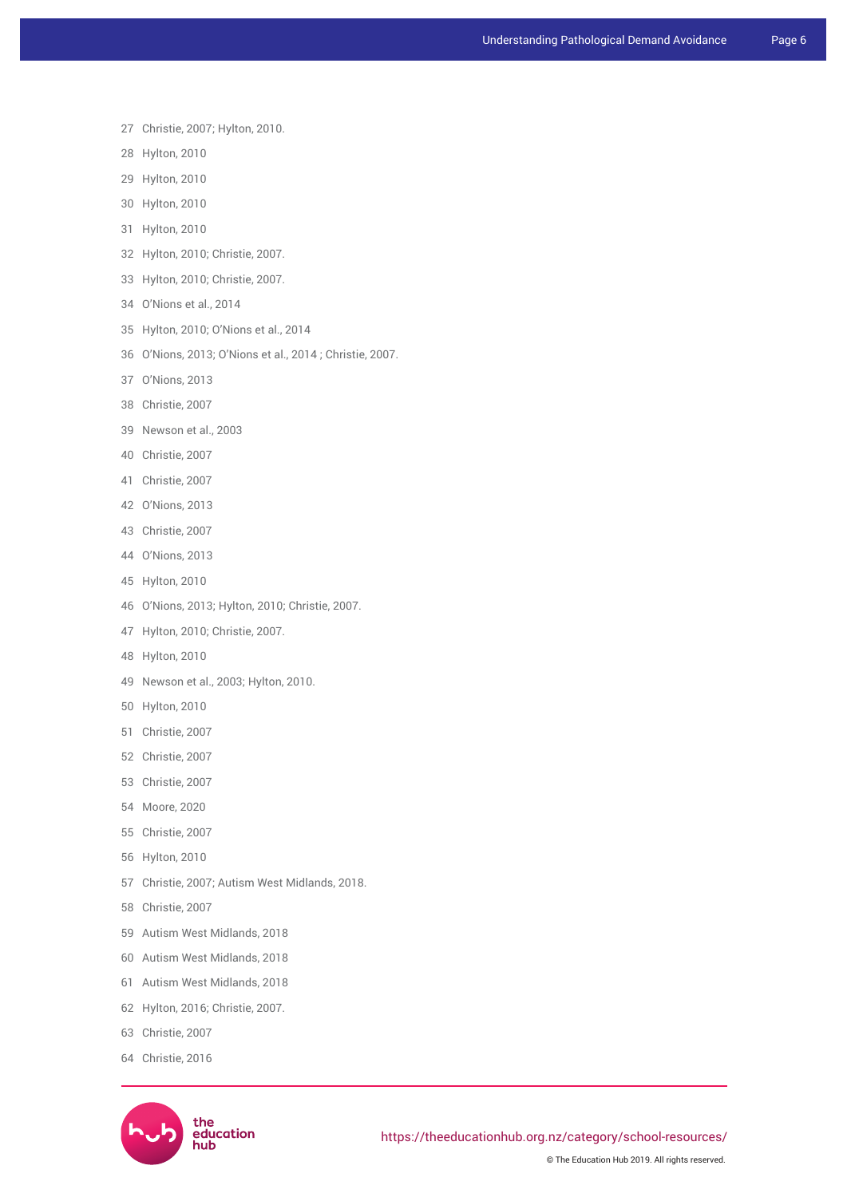27 Christie, 2007; Hylton, 2010.

28 Hylton, 2010

29 Hylton, 2010

30 Hylton, 2010

31 Hylton, 2010

32 Hylton, 2010; Christie, 2007.

33 Hylton, 2010; Christie, 2007.

34 O'Nions et al., 2014

35 Hylton, 2010; O'Nions et al., 2014

36 O'Nions, 2013; O'Nions et al., 2014 ; Christie, 2007.

37 O'Nions, 2013

38 Christie, 2007

39 Newson et al., 2003

40 Christie, 2007

41 Christie, 2007

42 O'Nions, 2013

43 Christie, 2007

44 O'Nions, 2013

45 Hylton, 2010

46 O'Nions, 2013; Hylton, 2010; Christie, 2007.

47 Hylton, 2010; Christie, 2007.

48 Hylton, 2010

49 Newson et al., 2003; Hylton, 2010.

50 Hylton, 2010

51 Christie, 2007

52 Christie, 2007

53 Christie, 2007

54 Moore, 2020

55 Christie, 2007

56 Hylton, 2010

57 Christie, 2007; Autism West Midlands, 2018.

58 Christie, 2007

59 Autism West Midlands, 2018

60 Autism West Midlands, 2018

61 Autism West Midlands, 2018

62 Hylton, 2016; Christie, 2007.

63 Christie, 2007

64 Christie, 2016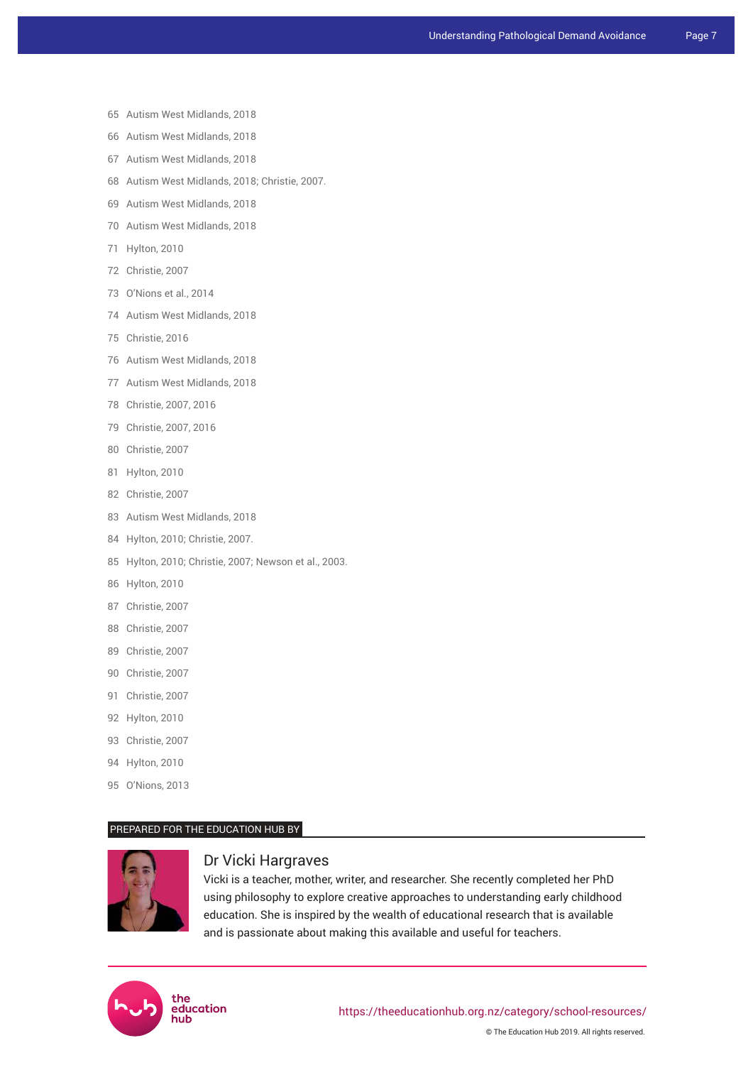65 Autism West Midlands, 2018

66 Autism West Midlands, 2018

67 Autism West Midlands, 2018

68 Autism West Midlands, 2018; Christie, 2007.

69 Autism West Midlands, 2018

70 Autism West Midlands, 2018

71 Hylton, 2010

72 Christie, 2007

73 O'Nions et al., 2014

74 Autism West Midlands, 2018

75 Christie, 2016

76 Autism West Midlands, 2018

77 Autism West Midlands, 2018

78 Christie, 2007, 2016

79 Christie, 2007, 2016

80 Christie, 2007

81 Hylton, 2010

82 Christie, 2007

83 Autism West Midlands, 2018

84 Hylton, 2010; Christie, 2007.

85 Hylton, 2010; Christie, 2007; Newson et al., 2003.

86 Hylton, 2010

87 Christie, 2007

88 Christie, 2007

89 Christie, 2007

90 Christie, 2007

91 Christie, 2007

92 Hylton, 2010

93 Christie, 2007

94 Hylton, 2010

95 O'Nions, 2013

PREPARED FOR THE EDUCATION HUB BY

## Dr Vicki Hargraves

Vicki is a teacher, mother, writer, and researcher. She recently completed her PhD using philosophy to explore creative approaches to understanding early childhood education. She is inspired by the wealth of educational research that is available and is passionate about making this available and useful for teachers.

the education hub

https://theeducationhub.org.nz/category/school-resources/

© The Education Hub 2019. All rights reserved.